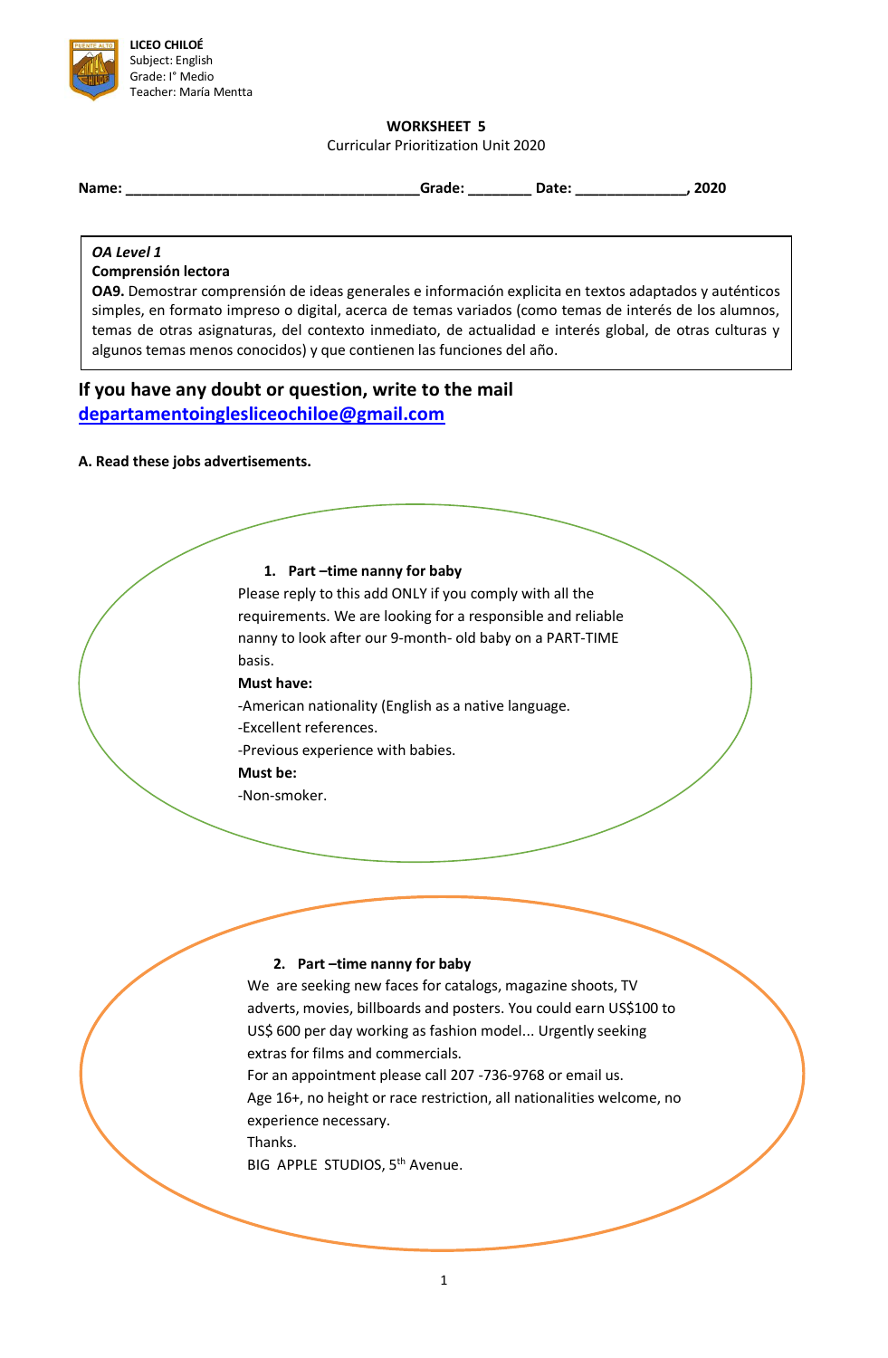**LICEO CHILOÉ**
Subject: English
Grade: I° Medio
Teacher: María Mentta

**WORKSHEET 5**

Curricular Prioritization Unit 2020

**Name: \_\_\_\_\_\_\_\_\_\_\_\_\_\_\_\_\_\_\_\_\_\_\_\_\_\_\_\_\_\_\_\_\_\_\_\_\_\_Grade: \_\_\_\_\_\_\_\_ Date: \_\_\_\_\_\_\_\_\_\_\_\_\_\_, 2020**

> ***OA Level 1***
>
> **Comprensión lectora**
>
> **OA9.** Demostrar comprensión de ideas generales e información explicita en textos adaptados y auténticos simples, en formato impreso o digital, acerca de temas variados (como temas de interés de los alumnos, temas de otras asignaturas, del contexto inmediato, de actualidad e interés global, de otras culturas y algunos temas menos conocidos) y que contienen las funciones del año.

## If you have any doubt or question, write to the mail departamentoinglesliceochiloe@gmail.com

**A. Read these jobs advertisements.**

1. **Part –time nanny for baby**

Please reply to this add ONLY if you comply with all the requirements. We are looking for a responsible and reliable nanny to look after our 9-month- old baby on a PART-TIME basis.

**Must have:**

-American nationality (English as a native language.

-Excellent references.

-Previous experience with babies.

**Must be:**

-Non-smoker.

2. **Part –time nanny for baby**

We are seeking new faces for catalogs, magazine shoots, TV adverts, movies, billboards and posters. You could earn US$100 to US$ 600 per day working as fashion model... Urgently seeking extras for films and commercials.

For an appointment please call 207 -736-9768 or email us.

Age 16+, no height or race restriction, all nationalities welcome, no experience necessary.

Thanks.

BIG APPLE STUDIOS, 5th Avenue.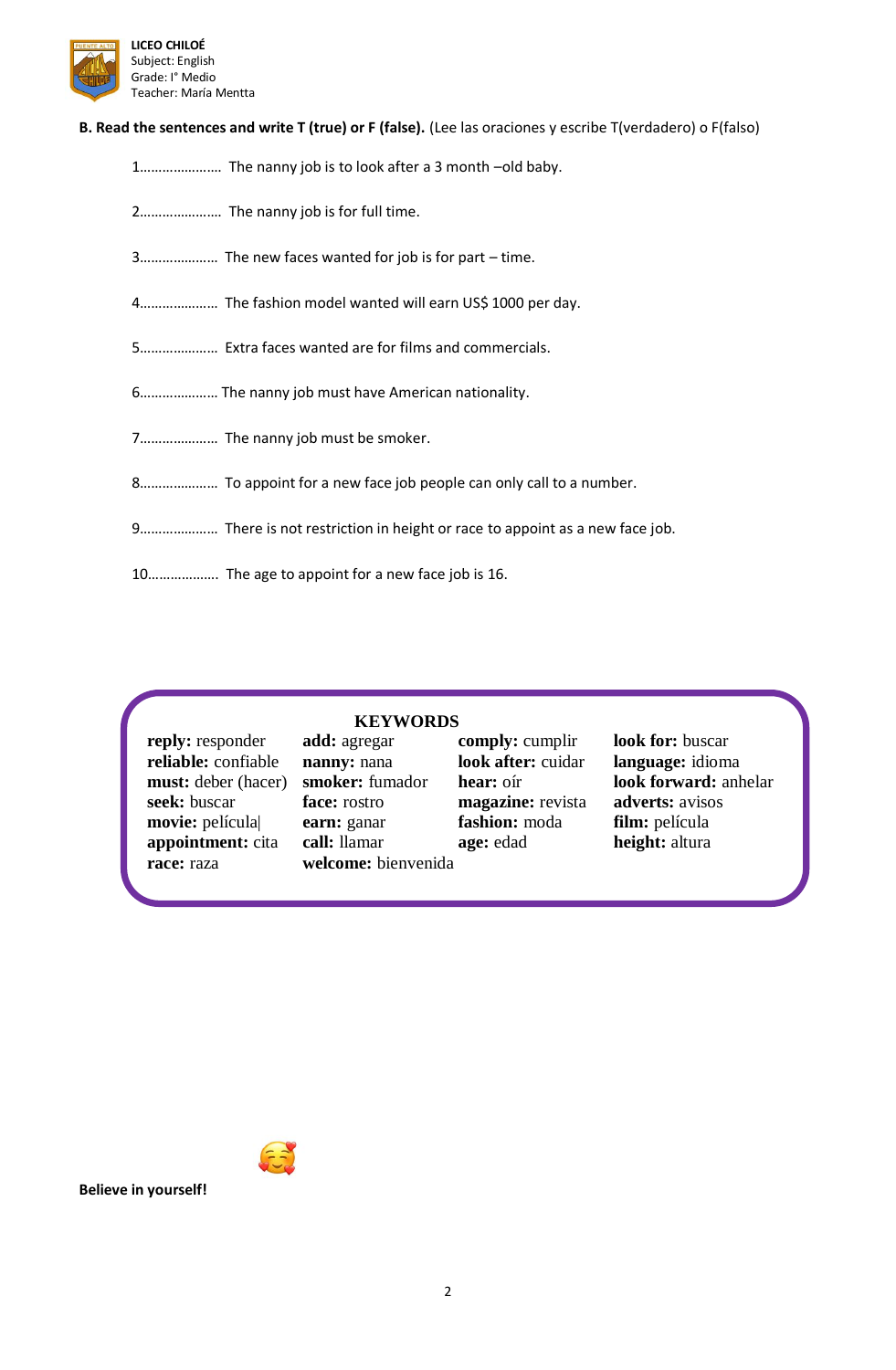LICEO CHILOÉ
Subject: English
Grade: I° Medio
Teacher: María Mentta

**B. Read the sentences and write T (true) or F (false).** (Lee las oraciones y escribe T(verdadero) o F(falso)

1………………… The nanny job is to look after a 3 month –old baby.

2………………… The nanny job is for full time.

3………………… The new faces wanted for job is for part – time.

4………………… The fashion model wanted will earn US$ 1000 per day.

5………………… Extra faces wanted are for films and commercials.

6………………… The nanny job must have American nationality.

7………………… The nanny job must be smoker.

8………………… To appoint for a new face job people can only call to a number.

9………………… There is not restriction in height or race to appoint as a new face job.

10………………. The age to appoint for a new face job is 16.

**KEYWORDS**

| | | | |
|---|---|---|---|
| **reply:** responder | **add:** agregar | **comply:** cumplir | **look for:** buscar |
| **reliable:** confiable | **nanny:** nana | **look after:** cuidar | **language:** idioma |
| **must:** deber (hacer) | **smoker:** fumador | **hear:** oír | **look forward:** anhelar |
| **seek:** buscar | **face:** rostro | **magazine:** revista | **adverts:** avisos |
| **movie:** película | **earn:** ganar | **fashion:** moda | **film:** película |
| **appointment:** cita | **call:** llamar | **age:** edad | **height:** altura |
| **race:** raza | **welcome:** bienvenida | | |

**Believe in yourself!** 🥰